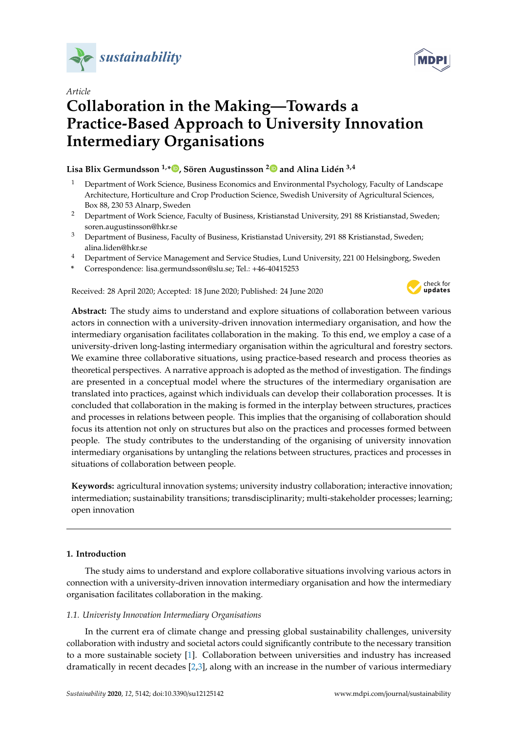*Article*

# Collaboration in the Making—Towards a Practice-Based Approach to University Innovation Intermediary Organisations

**Lisa Blix Germundsson [1,*], Sören Augustinsson [2] and Alina Lidén [3,4]**

[1] Department of Work Science, Business Economics and Environmental Psychology, Faculty of Landscape Architecture, Horticulture and Crop Production Science, Swedish University of Agricultural Sciences, Box 88, 230 53 Alnarp, Sweden

[2] Department of Work Science, Faculty of Business, Kristianstad University, 291 88 Kristianstad, Sweden; soren.augustinsson@hkr.se

[3] Department of Business, Faculty of Business, Kristianstad University, 291 88 Kristianstad, Sweden; alina.liden@hkr.se

[4] Department of Service Management and Service Studies, Lund University, 221 00 Helsingborg, Sweden

\* Correspondence: lisa.germundsson@slu.se; Tel.: +46-40415253

Received: 28 April 2020; Accepted: 18 June 2020; Published: 24 June 2020

**Abstract:** The study aims to understand and explore situations of collaboration between various actors in connection with a university-driven innovation intermediary organisation, and how the intermediary organisation facilitates collaboration in the making. To this end, we employ a case of a university-driven long-lasting intermediary organisation within the agricultural and forestry sectors. We examine three collaborative situations, using practice-based research and process theories as theoretical perspectives. A narrative approach is adopted as the method of investigation. The findings are presented in a conceptual model where the structures of the intermediary organisation are translated into practices, against which individuals can develop their collaboration processes. It is concluded that collaboration in the making is formed in the interplay between structures, practices and processes in relations between people. This implies that the organising of collaboration should focus its attention not only on structures but also on the practices and processes formed between people. The study contributes to the understanding of the organising of university innovation intermediary organisations by untangling the relations between structures, practices and processes in situations of collaboration between people.

**Keywords:** agricultural innovation systems; university industry collaboration; interactive innovation; intermediation; sustainability transitions; transdisciplinarity; multi-stakeholder processes; learning; open innovation

## 1. Introduction

The study aims to understand and explore collaborative situations involving various actors in connection with a university-driven innovation intermediary organisation and how the intermediary organisation facilitates collaboration in the making.

### 1.1. Univeristy Innovation Intermediary Organisations

In the current era of climate change and pressing global sustainability challenges, university collaboration with industry and societal actors could significantly contribute to the necessary transition to a more sustainable society [1]. Collaboration between universities and industry has increased dramatically in recent decades [2,3], along with an increase in the number of various intermediary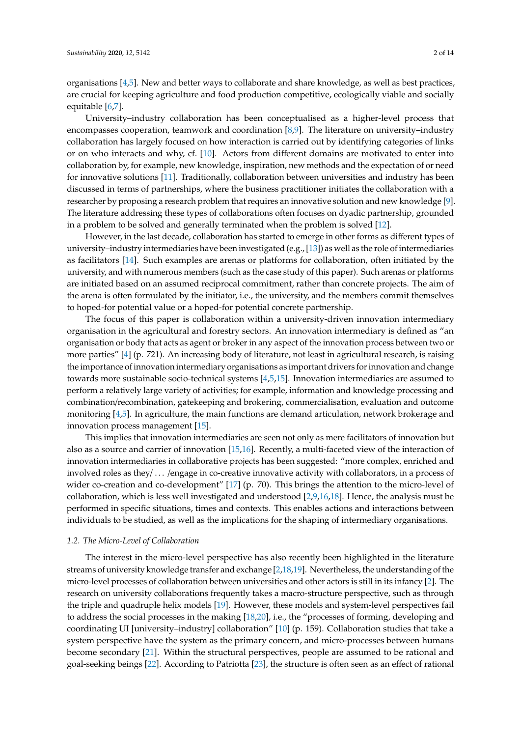organisations [4,5]. New and better ways to collaborate and share knowledge, as well as best practices, are crucial for keeping agriculture and food production competitive, ecologically viable and socially equitable [6,7].

University–industry collaboration has been conceptualised as a higher-level process that encompasses cooperation, teamwork and coordination [8,9]. The literature on university–industry collaboration has largely focused on how interaction is carried out by identifying categories of links or on who interacts and why, cf. [10]. Actors from different domains are motivated to enter into collaboration by, for example, new knowledge, inspiration, new methods and the expectation of or need for innovative solutions [11]. Traditionally, collaboration between universities and industry has been discussed in terms of partnerships, where the business practitioner initiates the collaboration with a researcher by proposing a research problem that requires an innovative solution and new knowledge [9]. The literature addressing these types of collaborations often focuses on dyadic partnership, grounded in a problem to be solved and generally terminated when the problem is solved [12].

However, in the last decade, collaboration has started to emerge in other forms as different types of university–industry intermediaries have been investigated (e.g., [13]) as well as the role of intermediaries as facilitators [14]. Such examples are arenas or platforms for collaboration, often initiated by the university, and with numerous members (such as the case study of this paper). Such arenas or platforms are initiated based on an assumed reciprocal commitment, rather than concrete projects. The aim of the arena is often formulated by the initiator, i.e., the university, and the members commit themselves to hoped-for potential value or a hoped-for potential concrete partnership.

The focus of this paper is collaboration within a university-driven innovation intermediary organisation in the agricultural and forestry sectors. An innovation intermediary is defined as "an organisation or body that acts as agent or broker in any aspect of the innovation process between two or more parties" [4] (p. 721). An increasing body of literature, not least in agricultural research, is raising the importance of innovation intermediary organisations as important drivers for innovation and change towards more sustainable socio-technical systems [4,5,15]. Innovation intermediaries are assumed to perform a relatively large variety of activities; for example, information and knowledge processing and combination/recombination, gatekeeping and brokering, commercialisation, evaluation and outcome monitoring [4,5]. In agriculture, the main functions are demand articulation, network brokerage and innovation process management [15].

This implies that innovation intermediaries are seen not only as mere facilitators of innovation but also as a source and carrier of innovation [15,16]. Recently, a multi-faceted view of the interaction of innovation intermediaries in collaborative projects has been suggested: "more complex, enriched and involved roles as they/ ... /engage in co-creative innovative activity with collaborators, in a process of wider co-creation and co-development" [17] (p. 70). This brings the attention to the micro-level of collaboration, which is less well investigated and understood [2,9,16,18]. Hence, the analysis must be performed in specific situations, times and contexts. This enables actions and interactions between individuals to be studied, as well as the implications for the shaping of intermediary organisations.

### 1.2. The Micro-Level of Collaboration

The interest in the micro-level perspective has also recently been highlighted in the literature streams of university knowledge transfer and exchange [2,18,19]. Nevertheless, the understanding of the micro-level processes of collaboration between universities and other actors is still in its infancy [2]. The research on university collaborations frequently takes a macro-structure perspective, such as through the triple and quadruple helix models [19]. However, these models and system-level perspectives fail to address the social processes in the making [18,20], i.e., the "processes of forming, developing and coordinating UI [university–industry] collaboration" [10] (p. 159). Collaboration studies that take a system perspective have the system as the primary concern, and micro-processes between humans become secondary [21]. Within the structural perspectives, people are assumed to be rational and goal-seeking beings [22]. According to Patriotta [23], the structure is often seen as an effect of rational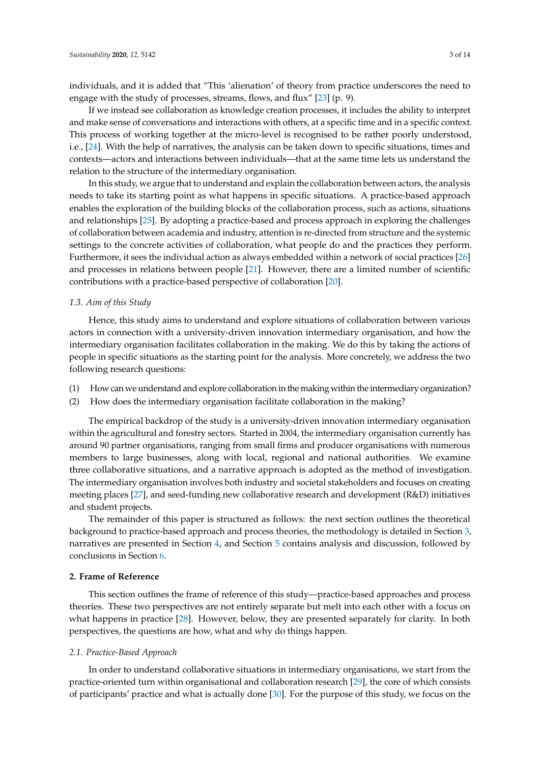individuals, and it is added that "This 'alienation' of theory from practice underscores the need to engage with the study of processes, streams, flows, and flux" [23] (p. 9).

If we instead see collaboration as knowledge creation processes, it includes the ability to interpret and make sense of conversations and interactions with others, at a specific time and in a specific context. This process of working together at the micro-level is recognised to be rather poorly understood, i.e., [24]. With the help of narratives, the analysis can be taken down to specific situations, times and contexts—actors and interactions between individuals—that at the same time lets us understand the relation to the structure of the intermediary organisation.

In this study, we argue that to understand and explain the collaboration between actors, the analysis needs to take its starting point as what happens in specific situations. A practice-based approach enables the exploration of the building blocks of the collaboration process, such as actions, situations and relationships [25]. By adopting a practice-based and process approach in exploring the challenges of collaboration between academia and industry, attention is re-directed from structure and the systemic settings to the concrete activities of collaboration, what people do and the practices they perform. Furthermore, it sees the individual action as always embedded within a network of social practices [26] and processes in relations between people [21]. However, there are a limited number of scientific contributions with a practice-based perspective of collaboration [20].

### *1.3. Aim of this Study*

Hence, this study aims to understand and explore situations of collaboration between various actors in connection with a university-driven innovation intermediary organisation, and how the intermediary organisation facilitates collaboration in the making. We do this by taking the actions of people in specific situations as the starting point for the analysis. More concretely, we address the two following research questions:

(1) How can we understand and explore collaboration in the making within the intermediary organization?
(2) How does the intermediary organisation facilitate collaboration in the making?

The empirical backdrop of the study is a university-driven innovation intermediary organisation within the agricultural and forestry sectors. Started in 2004, the intermediary organisation currently has around 90 partner organisations, ranging from small firms and producer organisations with numerous members to large businesses, along with local, regional and national authorities. We examine three collaborative situations, and a narrative approach is adopted as the method of investigation. The intermediary organisation involves both industry and societal stakeholders and focuses on creating meeting places [27], and seed-funding new collaborative research and development (R&D) initiatives and student projects.

The remainder of this paper is structured as follows: the next section outlines the theoretical background to practice-based approach and process theories, the methodology is detailed in Section 3, narratives are presented in Section 4, and Section 5 contains analysis and discussion, followed by conclusions in Section 6.

## **2. Frame of Reference**

This section outlines the frame of reference of this study—practice-based approaches and process theories. These two perspectives are not entirely separate but melt into each other with a focus on what happens in practice [28]. However, below, they are presented separately for clarity. In both perspectives, the questions are how, what and why do things happen.

### *2.1. Practice-Based Approach*

In order to understand collaborative situations in intermediary organisations, we start from the practice-oriented turn within organisational and collaboration research [29], the core of which consists of participants' practice and what is actually done [30]. For the purpose of this study, we focus on the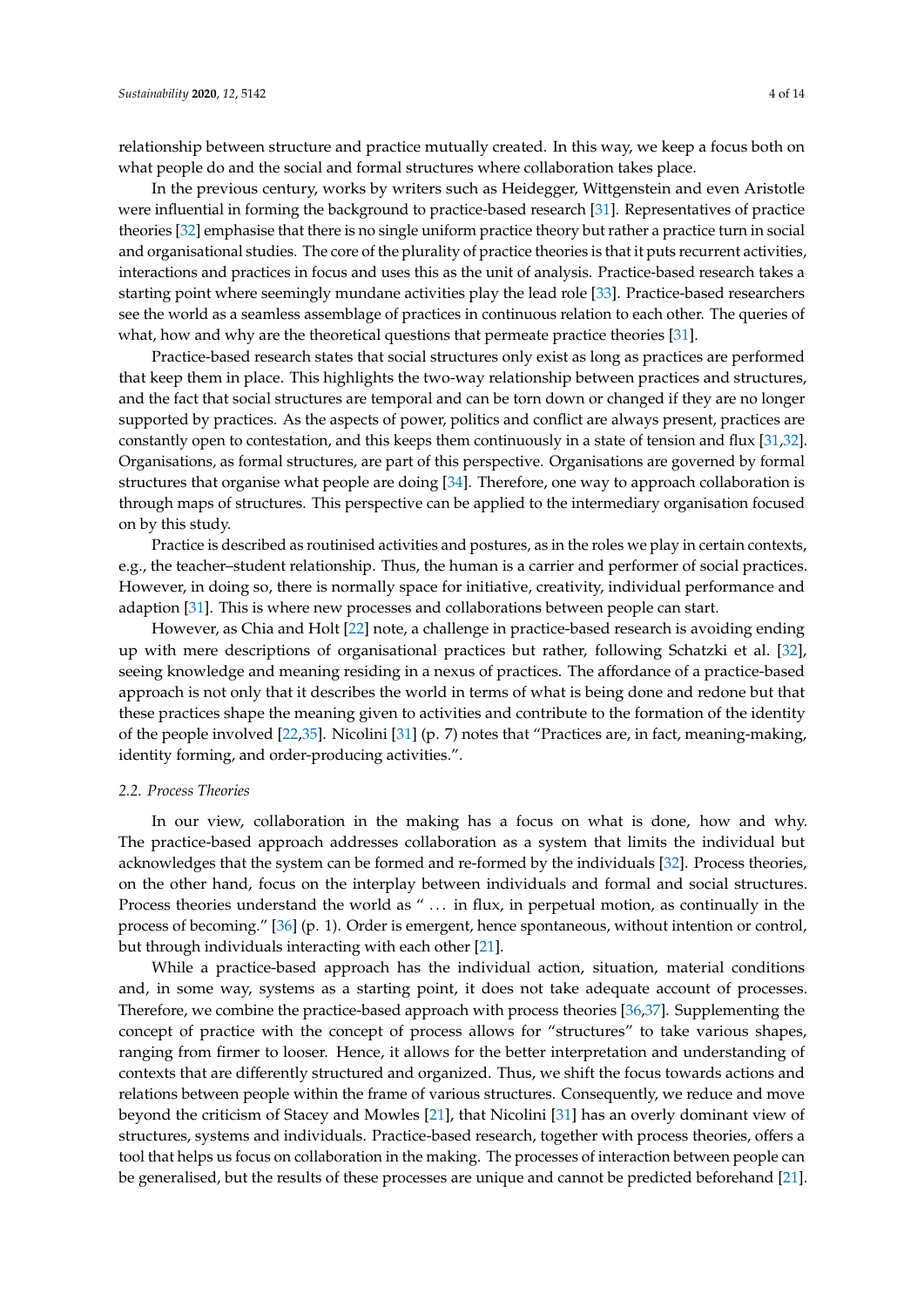relationship between structure and practice mutually created. In this way, we keep a focus both on what people do and the social and formal structures where collaboration takes place.

In the previous century, works by writers such as Heidegger, Wittgenstein and even Aristotle were influential in forming the background to practice-based research [31]. Representatives of practice theories [32] emphasise that there is no single uniform practice theory but rather a practice turn in social and organisational studies. The core of the plurality of practice theories is that it puts recurrent activities, interactions and practices in focus and uses this as the unit of analysis. Practice-based research takes a starting point where seemingly mundane activities play the lead role [33]. Practice-based researchers see the world as a seamless assemblage of practices in continuous relation to each other. The queries of what, how and why are the theoretical questions that permeate practice theories [31].

Practice-based research states that social structures only exist as long as practices are performed that keep them in place. This highlights the two-way relationship between practices and structures, and the fact that social structures are temporal and can be torn down or changed if they are no longer supported by practices. As the aspects of power, politics and conflict are always present, practices are constantly open to contestation, and this keeps them continuously in a state of tension and flux [31,32]. Organisations, as formal structures, are part of this perspective. Organisations are governed by formal structures that organise what people are doing [34]. Therefore, one way to approach collaboration is through maps of structures. This perspective can be applied to the intermediary organisation focused on by this study.

Practice is described as routinised activities and postures, as in the roles we play in certain contexts, e.g., the teacher–student relationship. Thus, the human is a carrier and performer of social practices. However, in doing so, there is normally space for initiative, creativity, individual performance and adaption [31]. This is where new processes and collaborations between people can start.

However, as Chia and Holt [22] note, a challenge in practice-based research is avoiding ending up with mere descriptions of organisational practices but rather, following Schatzki et al. [32], seeing knowledge and meaning residing in a nexus of practices. The affordance of a practice-based approach is not only that it describes the world in terms of what is being done and redone but that these practices shape the meaning given to activities and contribute to the formation of the identity of the people involved [22,35]. Nicolini [31] (p. 7) notes that "Practices are, in fact, meaning-making, identity forming, and order-producing activities.".

### 2.2. Process Theories

In our view, collaboration in the making has a focus on what is done, how and why. The practice-based approach addresses collaboration as a system that limits the individual but acknowledges that the system can be formed and re-formed by the individuals [32]. Process theories, on the other hand, focus on the interplay between individuals and formal and social structures. Process theories understand the world as " … in flux, in perpetual motion, as continually in the process of becoming." [36] (p. 1). Order is emergent, hence spontaneous, without intention or control, but through individuals interacting with each other [21].

While a practice-based approach has the individual action, situation, material conditions and, in some way, systems as a starting point, it does not take adequate account of processes. Therefore, we combine the practice-based approach with process theories [36,37]. Supplementing the concept of practice with the concept of process allows for "structures" to take various shapes, ranging from firmer to looser. Hence, it allows for the better interpretation and understanding of contexts that are differently structured and organized. Thus, we shift the focus towards actions and relations between people within the frame of various structures. Consequently, we reduce and move beyond the criticism of Stacey and Mowles [21], that Nicolini [31] has an overly dominant view of structures, systems and individuals. Practice-based research, together with process theories, offers a tool that helps us focus on collaboration in the making. The processes of interaction between people can be generalised, but the results of these processes are unique and cannot be predicted beforehand [21].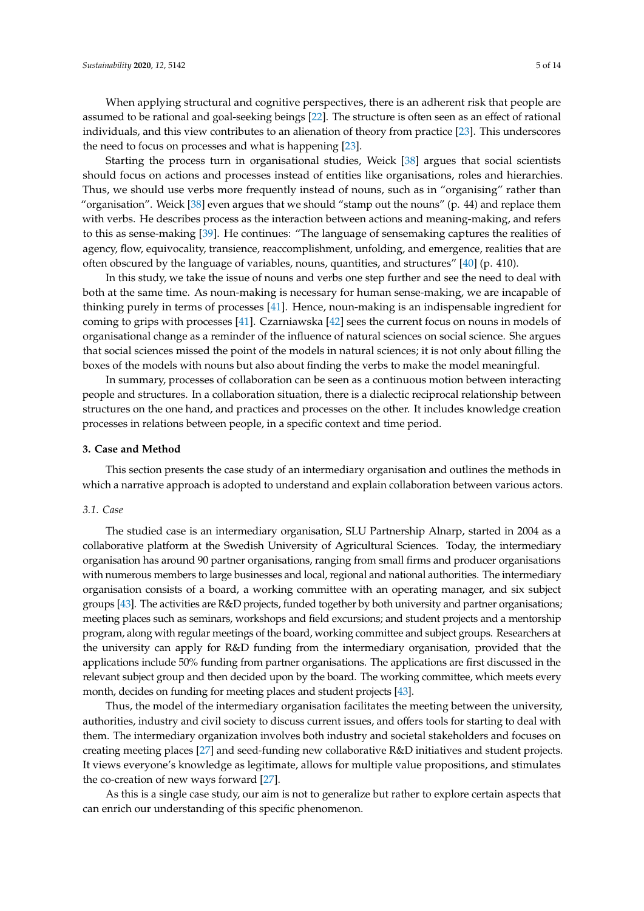When applying structural and cognitive perspectives, there is an adherent risk that people are assumed to be rational and goal-seeking beings [22]. The structure is often seen as an effect of rational individuals, and this view contributes to an alienation of theory from practice [23]. This underscores the need to focus on processes and what is happening [23].

Starting the process turn in organisational studies, Weick [38] argues that social scientists should focus on actions and processes instead of entities like organisations, roles and hierarchies. Thus, we should use verbs more frequently instead of nouns, such as in "organising" rather than "organisation". Weick [38] even argues that we should "stamp out the nouns" (p. 44) and replace them with verbs. He describes process as the interaction between actions and meaning-making, and refers to this as sense-making [39]. He continues: "The language of sensemaking captures the realities of agency, flow, equivocality, transience, reaccomplishment, unfolding, and emergence, realities that are often obscured by the language of variables, nouns, quantities, and structures" [40] (p. 410).

In this study, we take the issue of nouns and verbs one step further and see the need to deal with both at the same time. As noun-making is necessary for human sense-making, we are incapable of thinking purely in terms of processes [41]. Hence, noun-making is an indispensable ingredient for coming to grips with processes [41]. Czarniawska [42] sees the current focus on nouns in models of organisational change as a reminder of the influence of natural sciences on social science. She argues that social sciences missed the point of the models in natural sciences; it is not only about filling the boxes of the models with nouns but also about finding the verbs to make the model meaningful.

In summary, processes of collaboration can be seen as a continuous motion between interacting people and structures. In a collaboration situation, there is a dialectic reciprocal relationship between structures on the one hand, and practices and processes on the other. It includes knowledge creation processes in relations between people, in a specific context and time period.

## 3. Case and Method

This section presents the case study of an intermediary organisation and outlines the methods in which a narrative approach is adopted to understand and explain collaboration between various actors.

### *3.1. Case*

The studied case is an intermediary organisation, SLU Partnership Alnarp, started in 2004 as a collaborative platform at the Swedish University of Agricultural Sciences. Today, the intermediary organisation has around 90 partner organisations, ranging from small firms and producer organisations with numerous members to large businesses and local, regional and national authorities. The intermediary organisation consists of a board, a working committee with an operating manager, and six subject groups [43]. The activities are R&D projects, funded together by both university and partner organisations; meeting places such as seminars, workshops and field excursions; and student projects and a mentorship program, along with regular meetings of the board, working committee and subject groups. Researchers at the university can apply for R&D funding from the intermediary organisation, provided that the applications include 50% funding from partner organisations. The applications are first discussed in the relevant subject group and then decided upon by the board. The working committee, which meets every month, decides on funding for meeting places and student projects [43].

Thus, the model of the intermediary organisation facilitates the meeting between the university, authorities, industry and civil society to discuss current issues, and offers tools for starting to deal with them. The intermediary organization involves both industry and societal stakeholders and focuses on creating meeting places [27] and seed-funding new collaborative R&D initiatives and student projects. It views everyone's knowledge as legitimate, allows for multiple value propositions, and stimulates the co-creation of new ways forward [27].

As this is a single case study, our aim is not to generalize but rather to explore certain aspects that can enrich our understanding of this specific phenomenon.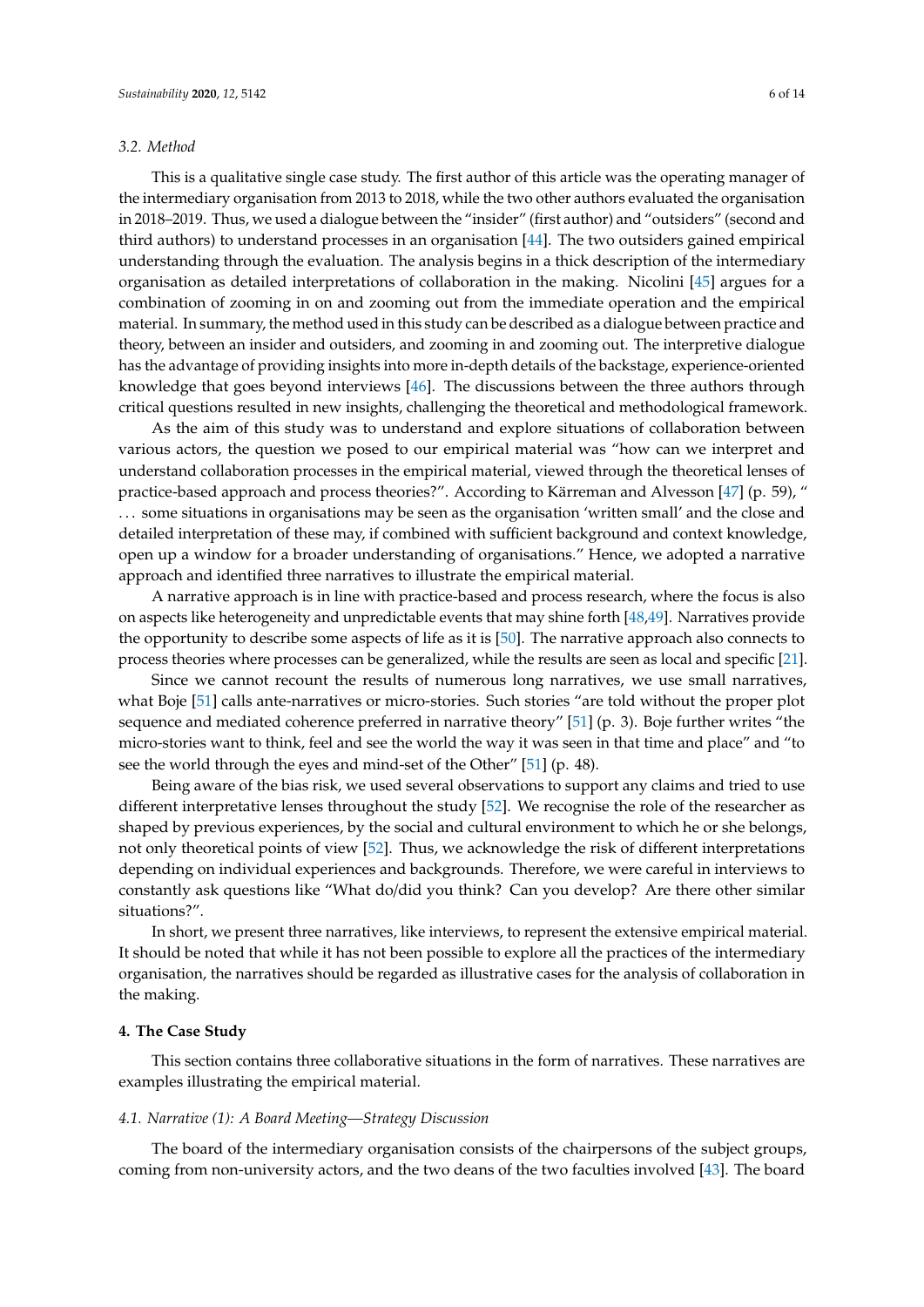### 3.2. Method

This is a qualitative single case study. The first author of this article was the operating manager of the intermediary organisation from 2013 to 2018, while the two other authors evaluated the organisation in 2018–2019. Thus, we used a dialogue between the "insider" (first author) and "outsiders" (second and third authors) to understand processes in an organisation [44]. The two outsiders gained empirical understanding through the evaluation. The analysis begins in a thick description of the intermediary organisation as detailed interpretations of collaboration in the making. Nicolini [45] argues for a combination of zooming in on and zooming out from the immediate operation and the empirical material. In summary, the method used in this study can be described as a dialogue between practice and theory, between an insider and outsiders, and zooming in and zooming out. The interpretive dialogue has the advantage of providing insights into more in-depth details of the backstage, experience-oriented knowledge that goes beyond interviews [46]. The discussions between the three authors through critical questions resulted in new insights, challenging the theoretical and methodological framework.

As the aim of this study was to understand and explore situations of collaboration between various actors, the question we posed to our empirical material was "how can we interpret and understand collaboration processes in the empirical material, viewed through the theoretical lenses of practice-based approach and process theories?". According to Kärreman and Alvesson [47] (p. 59), "... some situations in organisations may be seen as the organisation 'written small' and the close and detailed interpretation of these may, if combined with sufficient background and context knowledge, open up a window for a broader understanding of organisations." Hence, we adopted a narrative approach and identified three narratives to illustrate the empirical material.

A narrative approach is in line with practice-based and process research, where the focus is also on aspects like heterogeneity and unpredictable events that may shine forth [48,49]. Narratives provide the opportunity to describe some aspects of life as it is [50]. The narrative approach also connects to process theories where processes can be generalized, while the results are seen as local and specific [21].

Since we cannot recount the results of numerous long narratives, we use small narratives, what Boje [51] calls ante-narratives or micro-stories. Such stories "are told without the proper plot sequence and mediated coherence preferred in narrative theory" [51] (p. 3). Boje further writes "the micro-stories want to think, feel and see the world the way it was seen in that time and place" and "to see the world through the eyes and mind-set of the Other" [51] (p. 48).

Being aware of the bias risk, we used several observations to support any claims and tried to use different interpretative lenses throughout the study [52]. We recognise the role of the researcher as shaped by previous experiences, by the social and cultural environment to which he or she belongs, not only theoretical points of view [52]. Thus, we acknowledge the risk of different interpretations depending on individual experiences and backgrounds. Therefore, we were careful in interviews to constantly ask questions like "What do/did you think? Can you develop? Are there other similar situations?".

In short, we present three narratives, like interviews, to represent the extensive empirical material. It should be noted that while it has not been possible to explore all the practices of the intermediary organisation, the narratives should be regarded as illustrative cases for the analysis of collaboration in the making.

## 4. The Case Study

This section contains three collaborative situations in the form of narratives. These narratives are examples illustrating the empirical material.

### 4.1. Narrative (1): A Board Meeting—Strategy Discussion

The board of the intermediary organisation consists of the chairpersons of the subject groups, coming from non-university actors, and the two deans of the two faculties involved [43]. The board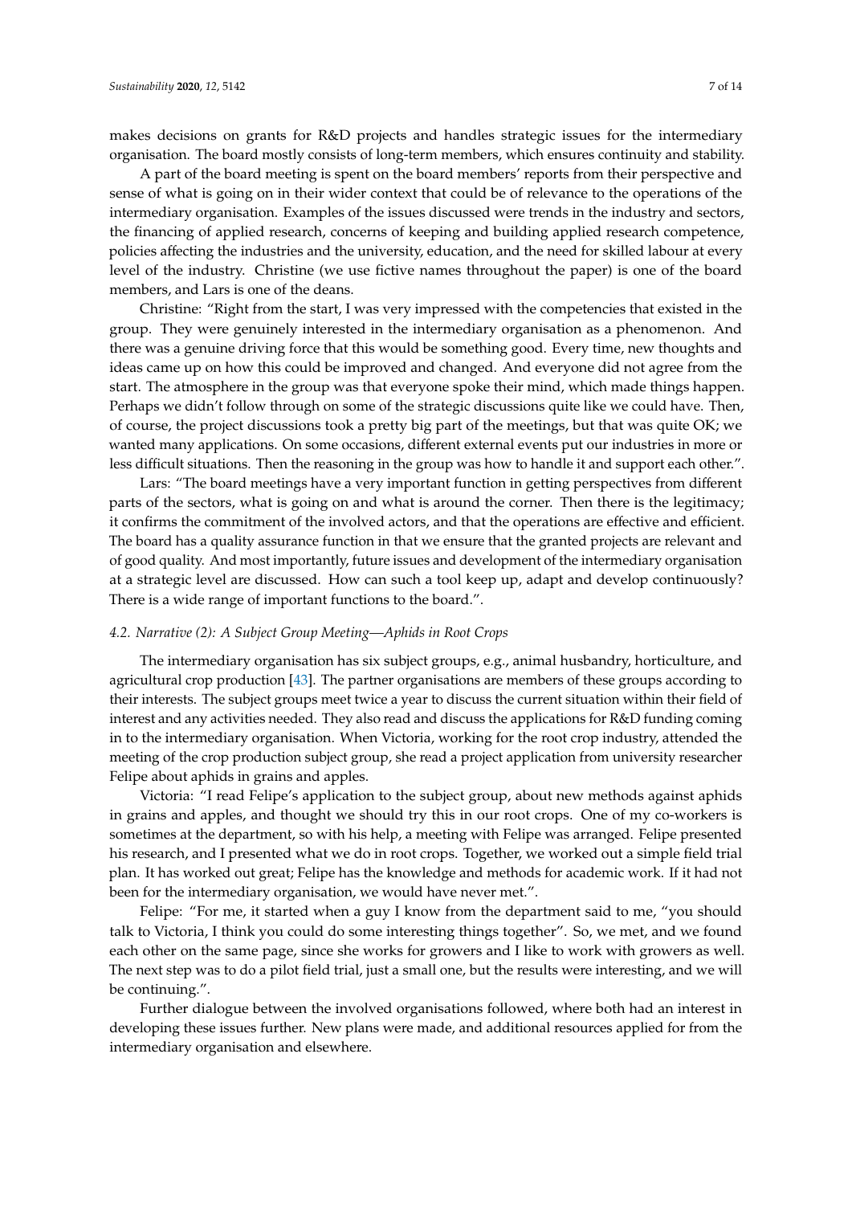makes decisions on grants for R&D projects and handles strategic issues for the intermediary organisation. The board mostly consists of long-term members, which ensures continuity and stability.

A part of the board meeting is spent on the board members' reports from their perspective and sense of what is going on in their wider context that could be of relevance to the operations of the intermediary organisation. Examples of the issues discussed were trends in the industry and sectors, the financing of applied research, concerns of keeping and building applied research competence, policies affecting the industries and the university, education, and the need for skilled labour at every level of the industry. Christine (we use fictive names throughout the paper) is one of the board members, and Lars is one of the deans.

Christine: "Right from the start, I was very impressed with the competencies that existed in the group. They were genuinely interested in the intermediary organisation as a phenomenon. And there was a genuine driving force that this would be something good. Every time, new thoughts and ideas came up on how this could be improved and changed. And everyone did not agree from the start. The atmosphere in the group was that everyone spoke their mind, which made things happen. Perhaps we didn't follow through on some of the strategic discussions quite like we could have. Then, of course, the project discussions took a pretty big part of the meetings, but that was quite OK; we wanted many applications. On some occasions, different external events put our industries in more or less difficult situations. Then the reasoning in the group was how to handle it and support each other.".

Lars: "The board meetings have a very important function in getting perspectives from different parts of the sectors, what is going on and what is around the corner. Then there is the legitimacy; it confirms the commitment of the involved actors, and that the operations are effective and efficient. The board has a quality assurance function in that we ensure that the granted projects are relevant and of good quality. And most importantly, future issues and development of the intermediary organisation at a strategic level are discussed. How can such a tool keep up, adapt and develop continuously? There is a wide range of important functions to the board.".

### *4.2. Narrative (2): A Subject Group Meeting—Aphids in Root Crops*

The intermediary organisation has six subject groups, e.g., animal husbandry, horticulture, and agricultural crop production [43]. The partner organisations are members of these groups according to their interests. The subject groups meet twice a year to discuss the current situation within their field of interest and any activities needed. They also read and discuss the applications for R&D funding coming in to the intermediary organisation. When Victoria, working for the root crop industry, attended the meeting of the crop production subject group, she read a project application from university researcher Felipe about aphids in grains and apples.

Victoria: "I read Felipe's application to the subject group, about new methods against aphids in grains and apples, and thought we should try this in our root crops. One of my co-workers is sometimes at the department, so with his help, a meeting with Felipe was arranged. Felipe presented his research, and I presented what we do in root crops. Together, we worked out a simple field trial plan. It has worked out great; Felipe has the knowledge and methods for academic work. If it had not been for the intermediary organisation, we would have never met.".

Felipe: "For me, it started when a guy I know from the department said to me, "you should talk to Victoria, I think you could do some interesting things together". So, we met, and we found each other on the same page, since she works for growers and I like to work with growers as well. The next step was to do a pilot field trial, just a small one, but the results were interesting, and we will be continuing.".

Further dialogue between the involved organisations followed, where both had an interest in developing these issues further. New plans were made, and additional resources applied for from the intermediary organisation and elsewhere.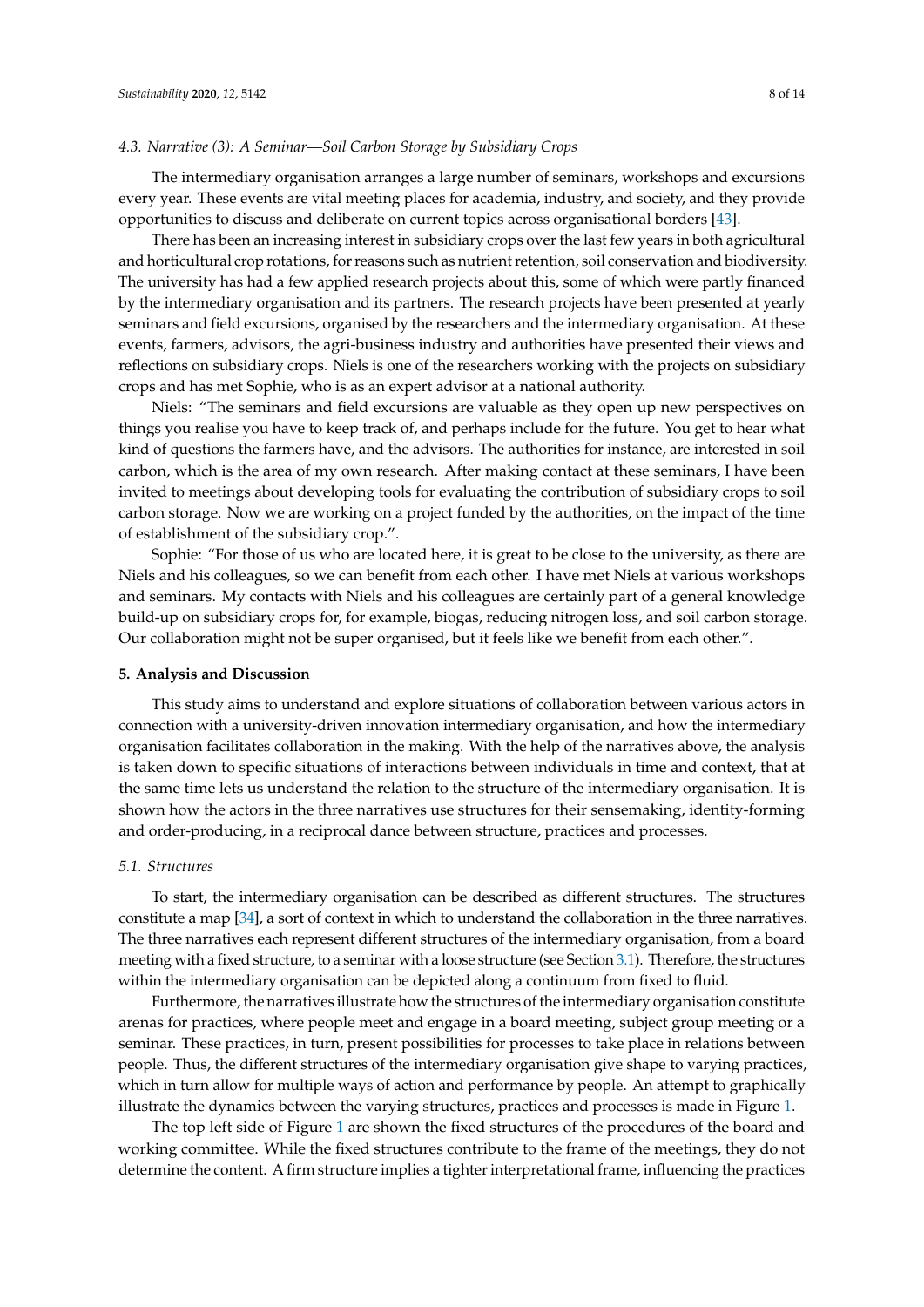### 4.3. Narrative (3): A Seminar—Soil Carbon Storage by Subsidiary Crops

The intermediary organisation arranges a large number of seminars, workshops and excursions every year. These events are vital meeting places for academia, industry, and society, and they provide opportunities to discuss and deliberate on current topics across organisational borders [43].

There has been an increasing interest in subsidiary crops over the last few years in both agricultural and horticultural crop rotations, for reasons such as nutrient retention, soil conservation and biodiversity. The university has had a few applied research projects about this, some of which were partly financed by the intermediary organisation and its partners. The research projects have been presented at yearly seminars and field excursions, organised by the researchers and the intermediary organisation. At these events, farmers, advisors, the agri-business industry and authorities have presented their views and reflections on subsidiary crops. Niels is one of the researchers working with the projects on subsidiary crops and has met Sophie, who is as an expert advisor at a national authority.

Niels: "The seminars and field excursions are valuable as they open up new perspectives on things you realise you have to keep track of, and perhaps include for the future. You get to hear what kind of questions the farmers have, and the advisors. The authorities for instance, are interested in soil carbon, which is the area of my own research. After making contact at these seminars, I have been invited to meetings about developing tools for evaluating the contribution of subsidiary crops to soil carbon storage. Now we are working on a project funded by the authorities, on the impact of the time of establishment of the subsidiary crop.".

Sophie: "For those of us who are located here, it is great to be close to the university, as there are Niels and his colleagues, so we can benefit from each other. I have met Niels at various workshops and seminars. My contacts with Niels and his colleagues are certainly part of a general knowledge build-up on subsidiary crops for, for example, biogas, reducing nitrogen loss, and soil carbon storage. Our collaboration might not be super organised, but it feels like we benefit from each other.".

## 5. Analysis and Discussion

This study aims to understand and explore situations of collaboration between various actors in connection with a university-driven innovation intermediary organisation, and how the intermediary organisation facilitates collaboration in the making. With the help of the narratives above, the analysis is taken down to specific situations of interactions between individuals in time and context, that at the same time lets us understand the relation to the structure of the intermediary organisation. It is shown how the actors in the three narratives use structures for their sensemaking, identity-forming and order-producing, in a reciprocal dance between structure, practices and processes.

### 5.1. Structures

To start, the intermediary organisation can be described as different structures. The structures constitute a map [34], a sort of context in which to understand the collaboration in the three narratives. The three narratives each represent different structures of the intermediary organisation, from a board meeting with a fixed structure, to a seminar with a loose structure (see Section 3.1). Therefore, the structures within the intermediary organisation can be depicted along a continuum from fixed to fluid.

Furthermore, the narratives illustrate how the structures of the intermediary organisation constitute arenas for practices, where people meet and engage in a board meeting, subject group meeting or a seminar. These practices, in turn, present possibilities for processes to take place in relations between people. Thus, the different structures of the intermediary organisation give shape to varying practices, which in turn allow for multiple ways of action and performance by people. An attempt to graphically illustrate the dynamics between the varying structures, practices and processes is made in Figure 1.

The top left side of Figure 1 are shown the fixed structures of the procedures of the board and working committee. While the fixed structures contribute to the frame of the meetings, they do not determine the content. A firm structure implies a tighter interpretational frame, influencing the practices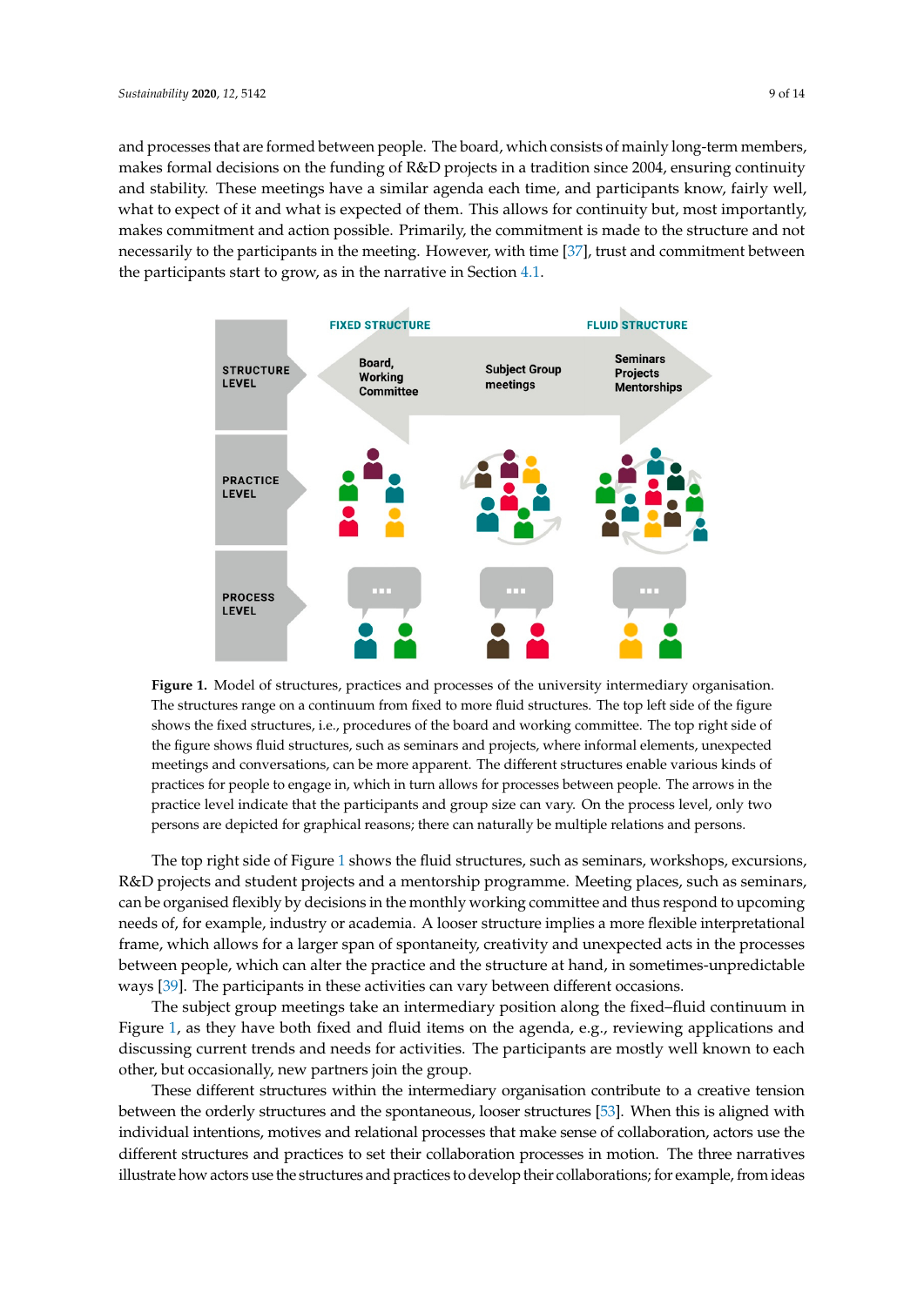and processes that are formed between people. The board, which consists of mainly long-term members, makes formal decisions on the funding of R&D projects in a tradition since 2004, ensuring continuity and stability. These meetings have a similar agenda each time, and participants know, fairly well, what to expect of it and what is expected of them. This allows for continuity but, most importantly, makes commitment and action possible. Primarily, the commitment is made to the structure and not necessarily to the participants in the meeting. However, with time [37], trust and commitment between the participants start to grow, as in the narrative in Section 4.1.

**Figure 1.** Model of structures, practices and processes of the university intermediary organisation. The structures range on a continuum from fixed to more fluid structures. The top left side of the figure shows the fixed structures, i.e., procedures of the board and working committee. The top right side of the figure shows fluid structures, such as seminars and projects, where informal elements, unexpected meetings and conversations, can be more apparent. The different structures enable various kinds of practices for people to engage in, which in turn allows for processes between people. The arrows in the practice level indicate that the participants and group size can vary. On the process level, only two persons are depicted for graphical reasons; there can naturally be multiple relations and persons.

The top right side of Figure 1 shows the fluid structures, such as seminars, workshops, excursions, R&D projects and student projects and a mentorship programme. Meeting places, such as seminars, can be organised flexibly by decisions in the monthly working committee and thus respond to upcoming needs of, for example, industry or academia. A looser structure implies a more flexible interpretational frame, which allows for a larger span of spontaneity, creativity and unexpected acts in the processes between people, which can alter the practice and the structure at hand, in sometimes-unpredictable ways [39]. The participants in these activities can vary between different occasions.

The subject group meetings take an intermediary position along the fixed–fluid continuum in Figure 1, as they have both fixed and fluid items on the agenda, e.g., reviewing applications and discussing current trends and needs for activities. The participants are mostly well known to each other, but occasionally, new partners join the group.

These different structures within the intermediary organisation contribute to a creative tension between the orderly structures and the spontaneous, looser structures [53]. When this is aligned with individual intentions, motives and relational processes that make sense of collaboration, actors use the different structures and practices to set their collaboration processes in motion. The three narratives illustrate how actors use the structures and practices to develop their collaborations; for example, from ideas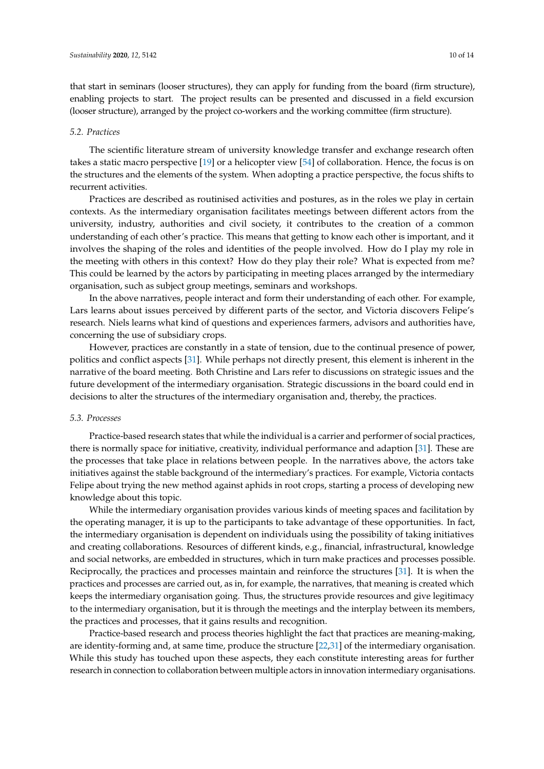that start in seminars (looser structures), they can apply for funding from the board (firm structure), enabling projects to start. The project results can be presented and discussed in a field excursion (looser structure), arranged by the project co-workers and the working committee (firm structure).

### 5.2. Practices

The scientific literature stream of university knowledge transfer and exchange research often takes a static macro perspective [19] or a helicopter view [54] of collaboration. Hence, the focus is on the structures and the elements of the system. When adopting a practice perspective, the focus shifts to recurrent activities.

Practices are described as routinised activities and postures, as in the roles we play in certain contexts. As the intermediary organisation facilitates meetings between different actors from the university, industry, authorities and civil society, it contributes to the creation of a common understanding of each other's practice. This means that getting to know each other is important, and it involves the shaping of the roles and identities of the people involved. How do I play my role in the meeting with others in this context? How do they play their role? What is expected from me? This could be learned by the actors by participating in meeting places arranged by the intermediary organisation, such as subject group meetings, seminars and workshops.

In the above narratives, people interact and form their understanding of each other. For example, Lars learns about issues perceived by different parts of the sector, and Victoria discovers Felipe's research. Niels learns what kind of questions and experiences farmers, advisors and authorities have, concerning the use of subsidiary crops.

However, practices are constantly in a state of tension, due to the continual presence of power, politics and conflict aspects [31]. While perhaps not directly present, this element is inherent in the narrative of the board meeting. Both Christine and Lars refer to discussions on strategic issues and the future development of the intermediary organisation. Strategic discussions in the board could end in decisions to alter the structures of the intermediary organisation and, thereby, the practices.

### 5.3. Processes

Practice-based research states that while the individual is a carrier and performer of social practices, there is normally space for initiative, creativity, individual performance and adaption [31]. These are the processes that take place in relations between people. In the narratives above, the actors take initiatives against the stable background of the intermediary's practices. For example, Victoria contacts Felipe about trying the new method against aphids in root crops, starting a process of developing new knowledge about this topic.

While the intermediary organisation provides various kinds of meeting spaces and facilitation by the operating manager, it is up to the participants to take advantage of these opportunities. In fact, the intermediary organisation is dependent on individuals using the possibility of taking initiatives and creating collaborations. Resources of different kinds, e.g., financial, infrastructural, knowledge and social networks, are embedded in structures, which in turn make practices and processes possible. Reciprocally, the practices and processes maintain and reinforce the structures [31]. It is when the practices and processes are carried out, as in, for example, the narratives, that meaning is created which keeps the intermediary organisation going. Thus, the structures provide resources and give legitimacy to the intermediary organisation, but it is through the meetings and the interplay between its members, the practices and processes, that it gains results and recognition.

Practice-based research and process theories highlight the fact that practices are meaning-making, are identity-forming and, at same time, produce the structure [22,31] of the intermediary organisation. While this study has touched upon these aspects, they each constitute interesting areas for further research in connection to collaboration between multiple actors in innovation intermediary organisations.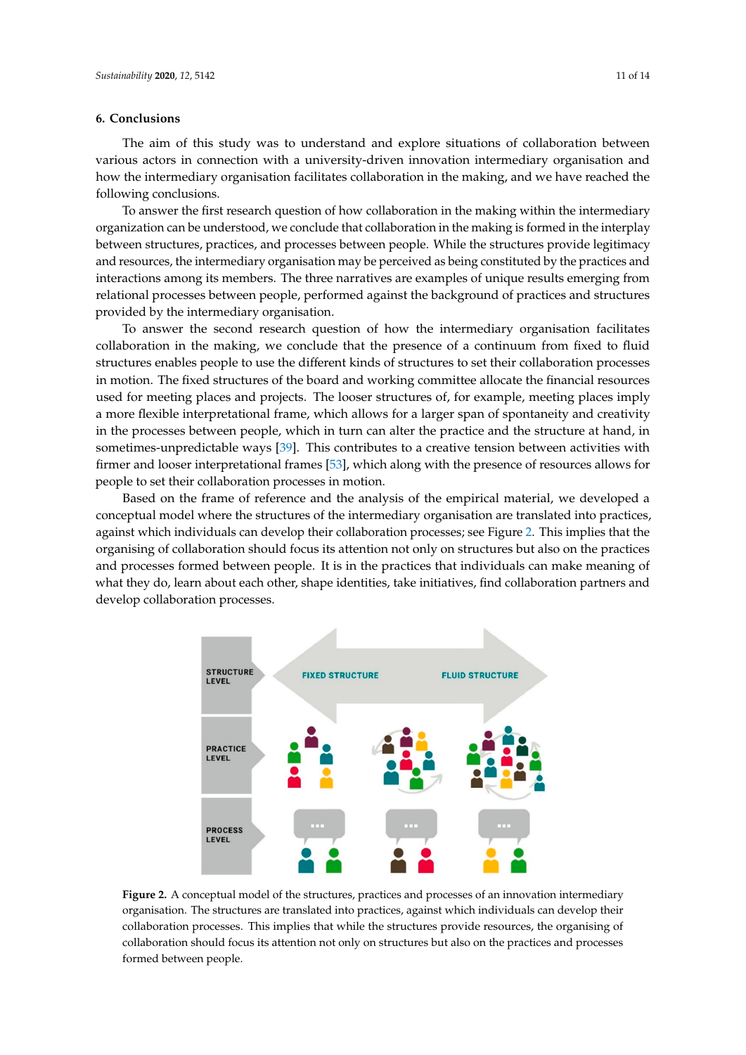## 6. Conclusions

The aim of this study was to understand and explore situations of collaboration between various actors in connection with a university-driven innovation intermediary organisation and how the intermediary organisation facilitates collaboration in the making, and we have reached the following conclusions.

To answer the first research question of how collaboration in the making within the intermediary organization can be understood, we conclude that collaboration in the making is formed in the interplay between structures, practices, and processes between people. While the structures provide legitimacy and resources, the intermediary organisation may be perceived as being constituted by the practices and interactions among its members. The three narratives are examples of unique results emerging from relational processes between people, performed against the background of practices and structures provided by the intermediary organisation.

To answer the second research question of how the intermediary organisation facilitates collaboration in the making, we conclude that the presence of a continuum from fixed to fluid structures enables people to use the different kinds of structures to set their collaboration processes in motion. The fixed structures of the board and working committee allocate the financial resources used for meeting places and projects. The looser structures of, for example, meeting places imply a more flexible interpretational frame, which allows for a larger span of spontaneity and creativity in the processes between people, which in turn can alter the practice and the structure at hand, in sometimes-unpredictable ways [39]. This contributes to a creative tension between activities with firmer and looser interpretational frames [53], which along with the presence of resources allows for people to set their collaboration processes in motion.

Based on the frame of reference and the analysis of the empirical material, we developed a conceptual model where the structures of the intermediary organisation are translated into practices, against which individuals can develop their collaboration processes; see Figure 2. This implies that the organising of collaboration should focus its attention not only on structures but also on the practices and processes formed between people. It is in the practices that individuals can make meaning of what they do, learn about each other, shape identities, take initiatives, find collaboration partners and develop collaboration processes.

**Figure 2.** A conceptual model of the structures, practices and processes of an innovation intermediary organisation. The structures are translated into practices, against which individuals can develop their collaboration processes. This implies that while the structures provide resources, the organising of collaboration should focus its attention not only on structures but also on the practices and processes formed between people.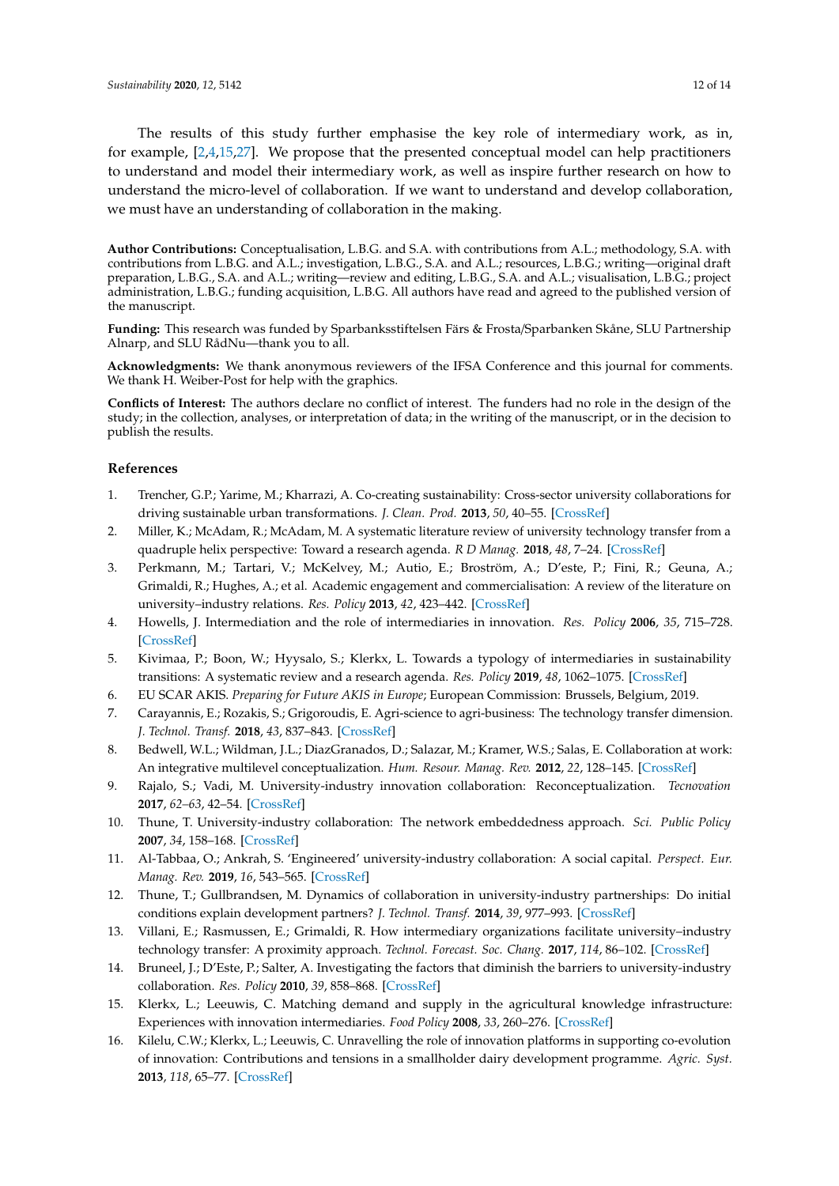The results of this study further emphasise the key role of intermediary work, as in, for example, [2,4,15,27]. We propose that the presented conceptual model can help practitioners to understand and model their intermediary work, as well as inspire further research on how to understand the micro-level of collaboration. If we want to understand and develop collaboration, we must have an understanding of collaboration in the making.

**Author Contributions:** Conceptualisation, L.B.G. and S.A. with contributions from A.L.; methodology, S.A. with contributions from L.B.G. and A.L.; investigation, L.B.G., S.A. and A.L.; resources, L.B.G.; writing—original draft preparation, L.B.G., S.A. and A.L.; writing—review and editing, L.B.G., S.A. and A.L.; visualisation, L.B.G.; project administration, L.B.G.; funding acquisition, L.B.G. All authors have read and agreed to the published version of the manuscript.

**Funding:** This research was funded by Sparbanksstiftelsen Färs & Frosta/Sparbanken Skåne, SLU Partnership Alnarp, and SLU RådNu—thank you to all.

**Acknowledgments:** We thank anonymous reviewers of the IFSA Conference and this journal for comments. We thank H. Weiber-Post for help with the graphics.

**Conflicts of Interest:** The authors declare no conflict of interest. The funders had no role in the design of the study; in the collection, analyses, or interpretation of data; in the writing of the manuscript, or in the decision to publish the results.

## References

1. Trencher, G.P.; Yarime, M.; Kharrazi, A. Co-creating sustainability: Cross-sector university collaborations for driving sustainable urban transformations. *J. Clean. Prod.* **2013**, *50*, 40–55. [CrossRef]
2. Miller, K.; McAdam, R.; McAdam, M. A systematic literature review of university technology transfer from a quadruple helix perspective: Toward a research agenda. *R D Manag.* **2018**, *48*, 7–24. [CrossRef]
3. Perkmann, M.; Tartari, V.; McKelvey, M.; Autio, E.; Broström, A.; D'este, P.; Fini, R.; Geuna, A.; Grimaldi, R.; Hughes, A.; et al. Academic engagement and commercialisation: A review of the literature on university–industry relations. *Res. Policy* **2013**, *42*, 423–442. [CrossRef]
4. Howells, J. Intermediation and the role of intermediaries in innovation. *Res. Policy* **2006**, *35*, 715–728. [CrossRef]
5. Kivimaa, P.; Boon, W.; Hyysalo, S.; Klerkx, L. Towards a typology of intermediaries in sustainability transitions: A systematic review and a research agenda. *Res. Policy* **2019**, *48*, 1062–1075. [CrossRef]
6. EU SCAR AKIS. *Preparing for Future AKIS in Europe*; European Commission: Brussels, Belgium, 2019.
7. Carayannis, E.; Rozakis, S.; Grigoroudis, E. Agri-science to agri-business: The technology transfer dimension. *J. Technol. Transf.* **2018**, *43*, 837–843. [CrossRef]
8. Bedwell, W.L.; Wildman, J.L.; DiazGranados, D.; Salazar, M.; Kramer, W.S.; Salas, E. Collaboration at work: An integrative multilevel conceptualization. *Hum. Resour. Manag. Rev.* **2012**, *22*, 128–145. [CrossRef]
9. Rajalo, S.; Vadi, M. University-industry innovation collaboration: Reconceptualization. *Tecnovation* **2017**, *62–63*, 42–54. [CrossRef]
10. Thune, T. University-industry collaboration: The network embeddedness approach. *Sci. Public Policy* **2007**, *34*, 158–168. [CrossRef]
11. Al-Tabbaa, O.; Ankrah, S. 'Engineered' university-industry collaboration: A social capital. *Perspect. Eur. Manag. Rev.* **2019**, *16*, 543–565. [CrossRef]
12. Thune, T.; Gullbrandsen, M. Dynamics of collaboration in university-industry partnerships: Do initial conditions explain development partners? *J. Technol. Transf.* **2014**, *39*, 977–993. [CrossRef]
13. Villani, E.; Rasmussen, E.; Grimaldi, R. How intermediary organizations facilitate university–industry technology transfer: A proximity approach. *Technol. Forecast. Soc. Chang.* **2017**, *114*, 86–102. [CrossRef]
14. Bruneel, J.; D'Este, P.; Salter, A. Investigating the factors that diminish the barriers to university-industry collaboration. *Res. Policy* **2010**, *39*, 858–868. [CrossRef]
15. Klerkx, L.; Leeuwis, C. Matching demand and supply in the agricultural knowledge infrastructure: Experiences with innovation intermediaries. *Food Policy* **2008**, *33*, 260–276. [CrossRef]
16. Kilelu, C.W.; Klerkx, L.; Leeuwis, C. Unravelling the role of innovation platforms in supporting co-evolution of innovation: Contributions and tensions in a smallholder dairy development programme. *Agric. Syst.* **2013**, *118*, 65–77. [CrossRef]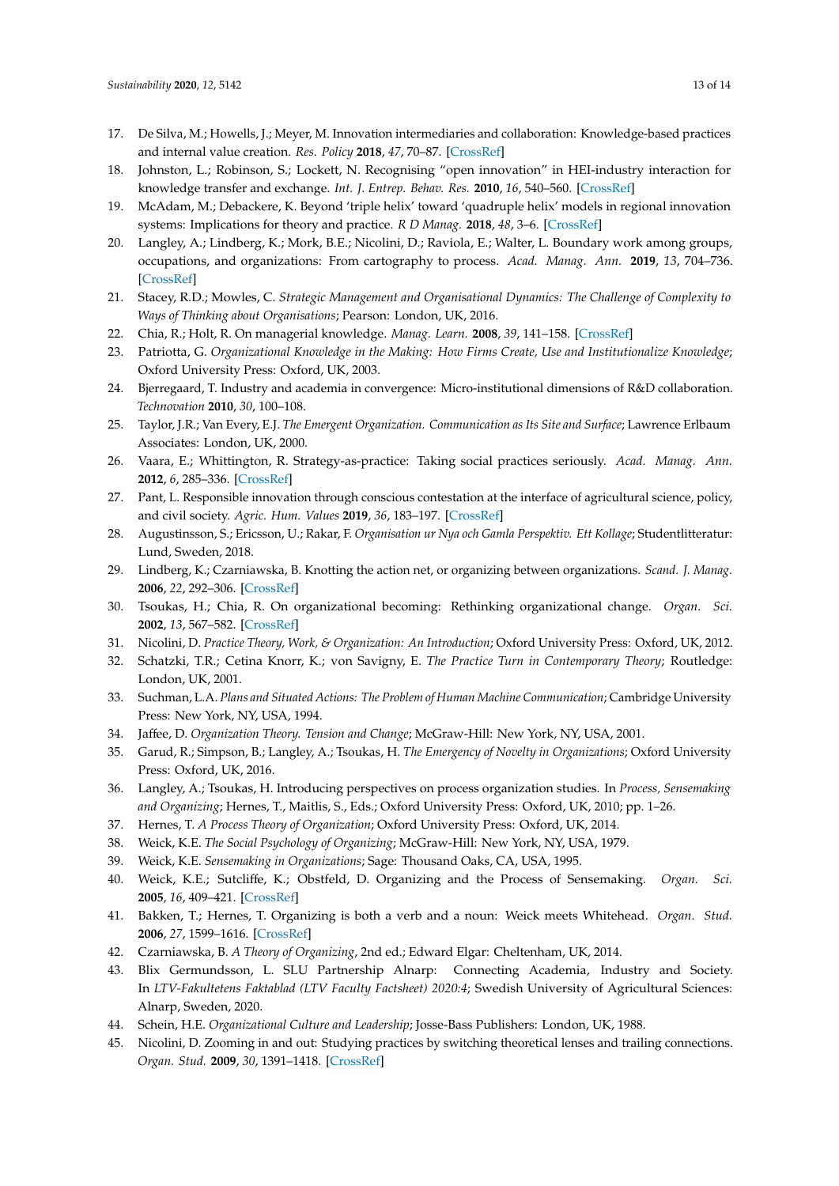17. De Silva, M.; Howells, J.; Meyer, M. Innovation intermediaries and collaboration: Knowledge-based practices and internal value creation. *Res. Policy* **2018**, *47*, 70–87. [CrossRef]
18. Johnston, L.; Robinson, S.; Lockett, N. Recognising "open innovation" in HEI-industry interaction for knowledge transfer and exchange. *Int. J. Entrep. Behav. Res.* **2010**, *16*, 540–560. [CrossRef]
19. McAdam, M.; Debackere, K. Beyond 'triple helix' toward 'quadruple helix' models in regional innovation systems: Implications for theory and practice. *R D Manag.* **2018**, *48*, 3–6. [CrossRef]
20. Langley, A.; Lindberg, K.; Mork, B.E.; Nicolini, D.; Raviola, E.; Walter, L. Boundary work among groups, occupations, and organizations: From cartography to process. *Acad. Manag. Ann.* **2019**, *13*, 704–736. [CrossRef]
21. Stacey, R.D.; Mowles, C. *Strategic Management and Organisational Dynamics: The Challenge of Complexity to Ways of Thinking about Organisations*; Pearson: London, UK, 2016.
22. Chia, R.; Holt, R. On managerial knowledge. *Manag. Learn.* **2008**, *39*, 141–158. [CrossRef]
23. Patriotta, G. *Organizational Knowledge in the Making: How Firms Create, Use and Institutionalize Knowledge*; Oxford University Press: Oxford, UK, 2003.
24. Bjerregaard, T. Industry and academia in convergence: Micro-institutional dimensions of R&D collaboration. *Technovation* **2010**, *30*, 100–108.
25. Taylor, J.R.; Van Every, E.J. *The Emergent Organization. Communication as Its Site and Surface*; Lawrence Erlbaum Associates: London, UK, 2000.
26. Vaara, E.; Whittington, R. Strategy-as-practice: Taking social practices seriously. *Acad. Manag. Ann.* **2012**, *6*, 285–336. [CrossRef]
27. Pant, L. Responsible innovation through conscious contestation at the interface of agricultural science, policy, and civil society. *Agric. Hum. Values* **2019**, *36*, 183–197. [CrossRef]
28. Augustinsson, S.; Ericsson, U.; Rakar, F. *Organisation ur Nya och Gamla Perspektiv. Ett Kollage*; Studentlitteratur: Lund, Sweden, 2018.
29. Lindberg, K.; Czarniawska, B. Knotting the action net, or organizing between organizations. *Scand. J. Manag.* **2006**, *22*, 292–306. [CrossRef]
30. Tsoukas, H.; Chia, R. On organizational becoming: Rethinking organizational change. *Organ. Sci.* **2002**, *13*, 567–582. [CrossRef]
31. Nicolini, D. *Practice Theory, Work, & Organization: An Introduction*; Oxford University Press: Oxford, UK, 2012.
32. Schatzki, T.R.; Cetina Knorr, K.; von Savigny, E. *The Practice Turn in Contemporary Theory*; Routledge: London, UK, 2001.
33. Suchman, L.A. *Plans and Situated Actions: The Problem of Human Machine Communication*; Cambridge University Press: New York, NY, USA, 1994.
34. Jaffee, D. *Organization Theory. Tension and Change*; McGraw-Hill: New York, NY, USA, 2001.
35. Garud, R.; Simpson, B.; Langley, A.; Tsoukas, H. *The Emergency of Novelty in Organizations*; Oxford University Press: Oxford, UK, 2016.
36. Langley, A.; Tsoukas, H. Introducing perspectives on process organization studies. In *Process, Sensemaking and Organizing*; Hernes, T., Maitlis, S., Eds.; Oxford University Press: Oxford, UK, 2010; pp. 1–26.
37. Hernes, T. *A Process Theory of Organization*; Oxford University Press: Oxford, UK, 2014.
38. Weick, K.E. *The Social Psychology of Organizing*; McGraw-Hill: New York, NY, USA, 1979.
39. Weick, K.E. *Sensemaking in Organizations*; Sage: Thousand Oaks, CA, USA, 1995.
40. Weick, K.E.; Sutcliffe, K.; Obstfeld, D. Organizing and the Process of Sensemaking. *Organ. Sci.* **2005**, *16*, 409–421. [CrossRef]
41. Bakken, T.; Hernes, T. Organizing is both a verb and a noun: Weick meets Whitehead. *Organ. Stud.* **2006**, *27*, 1599–1616. [CrossRef]
42. Czarniawska, B. *A Theory of Organizing*, 2nd ed.; Edward Elgar: Cheltenham, UK, 2014.
43. Blix Germundsson, L. SLU Partnership Alnarp: Connecting Academia, Industry and Society. In *LTV-Fakultetens Faktablad (LTV Faculty Factsheet) 2020:4*; Swedish University of Agricultural Sciences: Alnarp, Sweden, 2020.
44. Schein, H.E. *Organizational Culture and Leadership*; Josse-Bass Publishers: London, UK, 1988.
45. Nicolini, D. Zooming in and out: Studying practices by switching theoretical lenses and trailing connections. *Organ. Stud.* **2009**, *30*, 1391–1418. [CrossRef]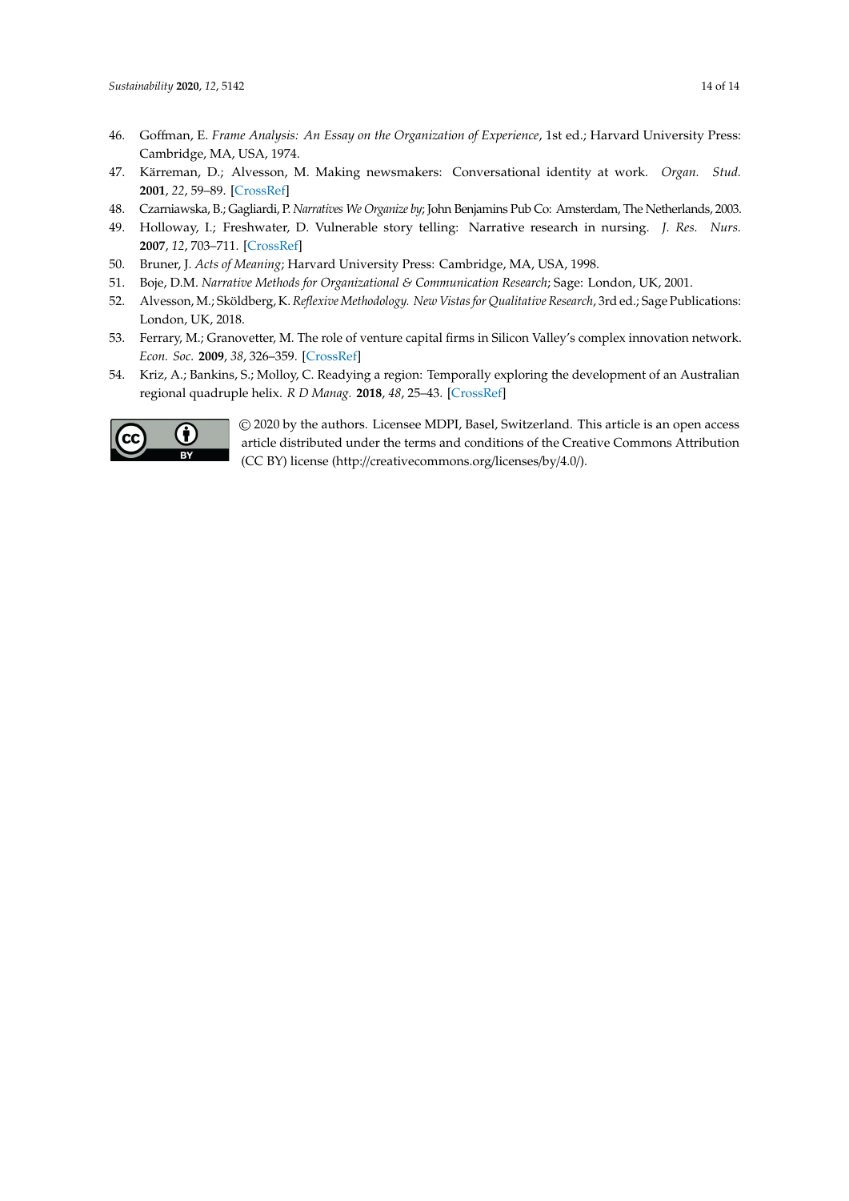46. Goffman, E. *Frame Analysis: An Essay on the Organization of Experience*, 1st ed.; Harvard University Press: Cambridge, MA, USA, 1974.
47. Kärreman, D.; Alvesson, M. Making newsmakers: Conversational identity at work. *Organ. Stud.* **2001**, *22*, 59–89. [CrossRef]
48. Czarniawska, B.; Gagliardi, P. *Narratives We Organize by*; John Benjamins Pub Co: Amsterdam, The Netherlands, 2003.
49. Holloway, I.; Freshwater, D. Vulnerable story telling: Narrative research in nursing. *J. Res. Nurs.* **2007**, *12*, 703–711. [CrossRef]
50. Bruner, J. *Acts of Meaning*; Harvard University Press: Cambridge, MA, USA, 1998.
51. Boje, D.M. *Narrative Methods for Organizational & Communication Research*; Sage: London, UK, 2001.
52. Alvesson, M.; Sköldberg, K. *Reflexive Methodology. New Vistas for Qualitative Research*, 3rd ed.; Sage Publications: London, UK, 2018.
53. Ferrary, M.; Granovetter, M. The role of venture capital firms in Silicon Valley's complex innovation network. *Econ. Soc.* **2009**, *38*, 326–359. [CrossRef]
54. Kriz, A.; Bankins, S.; Molloy, C. Readying a region: Temporally exploring the development of an Australian regional quadruple helix. *R D Manag.* **2018**, *48*, 25–43. [CrossRef]

© 2020 by the authors. Licensee MDPI, Basel, Switzerland. This article is an open access article distributed under the terms and conditions of the Creative Commons Attribution (CC BY) license (http://creativecommons.org/licenses/by/4.0/).